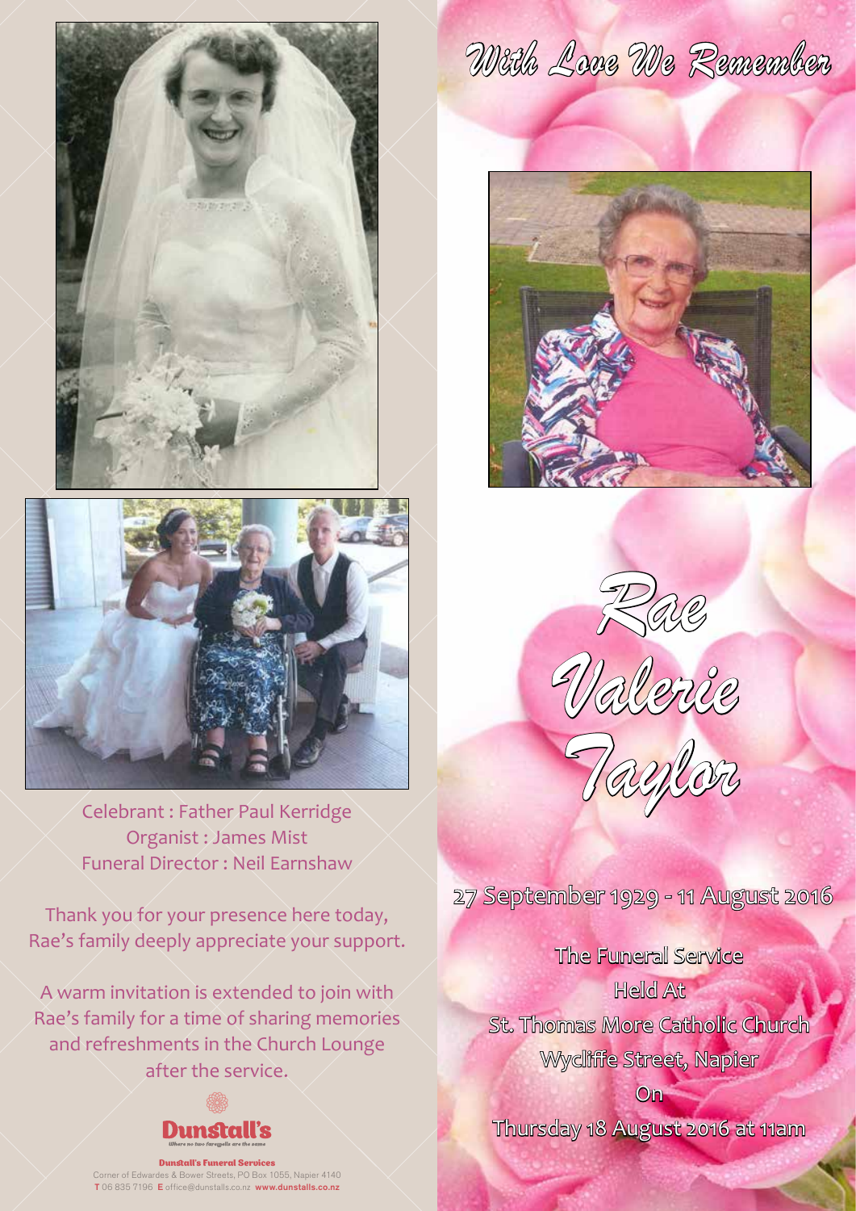Celebrant : Father Paul Kerridge
Organist : James Mist
Funeral Director : Neil Earnshaw

Thank you for your presence here today, Rae's family deeply appreciate your support.

A warm invitation is extended to join with Rae's family for a time of sharing memories and refreshments in the Church Lounge after the service.

**Dunstall's**

*Where no two farewells are the same*

**Dunstall's Funeral Services**
Corner of Edwardes & Bower Streets, PO Box 1055, Napier 4140
**T** 06 835 7196 **E** office@dunstalls.co.nz **www.dunstalls.co.nz**

# With Love We Remember

# Rae Valerie Taylor

27 September 1929 - 11 August 2016

The Funeral Service
Held At
St. Thomas More Catholic Church
Wycliffe Street, Napier
On
Thursday 18 August 2016 at 11am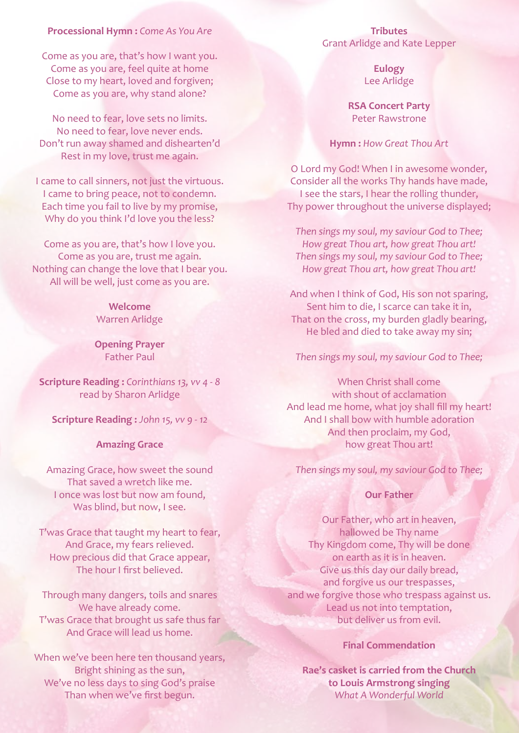**Processional Hymn :** *Come As You Are*

Come as you are, that's how I want you.
Come as you are, feel quite at home
Close to my heart, loved and forgiven;
Come as you are, why stand alone?

No need to fear, love sets no limits.
No need to fear, love never ends.
Don't run away shamed and dishearten'd
Rest in my love, trust me again.

I came to call sinners, not just the virtuous.
I came to bring peace, not to condemn.
Each time you fail to live by my promise,
Why do you think I'd love you the less?

Come as you are, that's how I love you.
Come as you are, trust me again.
Nothing can change the love that I bear you.
All will be well, just come as you are.

**Welcome**
Warren Arlidge

**Opening Prayer**
Father Paul

**Scripture Reading :** *Corinthians 13, vv 4 - 8*
read by Sharon Arlidge

**Scripture Reading :** *John 15, vv 9 - 12*

**Amazing Grace**

Amazing Grace, how sweet the sound
That saved a wretch like me.
I once was lost but now am found,
Was blind, but now, I see.

T'was Grace that taught my heart to fear,
And Grace, my fears relieved.
How precious did that Grace appear,
The hour I first believed.

Through many dangers, toils and snares
We have already come.
T'was Grace that brought us safe thus far
And Grace will lead us home.

When we've been here ten thousand years,
Bright shining as the sun,
We've no less days to sing God's praise
Than when we've first begun.

**Tributes**
Grant Arlidge and Kate Lepper

**Eulogy**
Lee Arlidge

**RSA Concert Party**
Peter Rawstrone

**Hymn :** *How Great Thou Art*

O Lord my God! When I in awesome wonder,
Consider all the works Thy hands have made,
I see the stars, I hear the rolling thunder,
Thy power throughout the universe displayed;

*Then sings my soul, my saviour God to Thee;*
*How great Thou art, how great Thou art!*
*Then sings my soul, my saviour God to Thee;*
*How great Thou art, how great Thou art!*

And when I think of God, His son not sparing,
Sent him to die, I scarce can take it in,
That on the cross, my burden gladly bearing,
He bled and died to take away my sin;

*Then sings my soul, my saviour God to Thee;*

When Christ shall come
with shout of acclamation
And lead me home, what joy shall fill my heart!
And I shall bow with humble adoration
And then proclaim, my God,
how great Thou art!

*Then sings my soul, my saviour God to Thee;*

**Our Father**

Our Father, who art in heaven,
hallowed be Thy name
Thy Kingdom come, Thy will be done
on earth as it is in heaven.
Give us this day our daily bread,
and forgive us our trespasses,
and we forgive those who trespass against us.
Lead us not into temptation,
but deliver us from evil.

**Final Commendation**

**Rae's casket is carried from the Church to Louis Armstrong singing**
*What A Wonderful World*